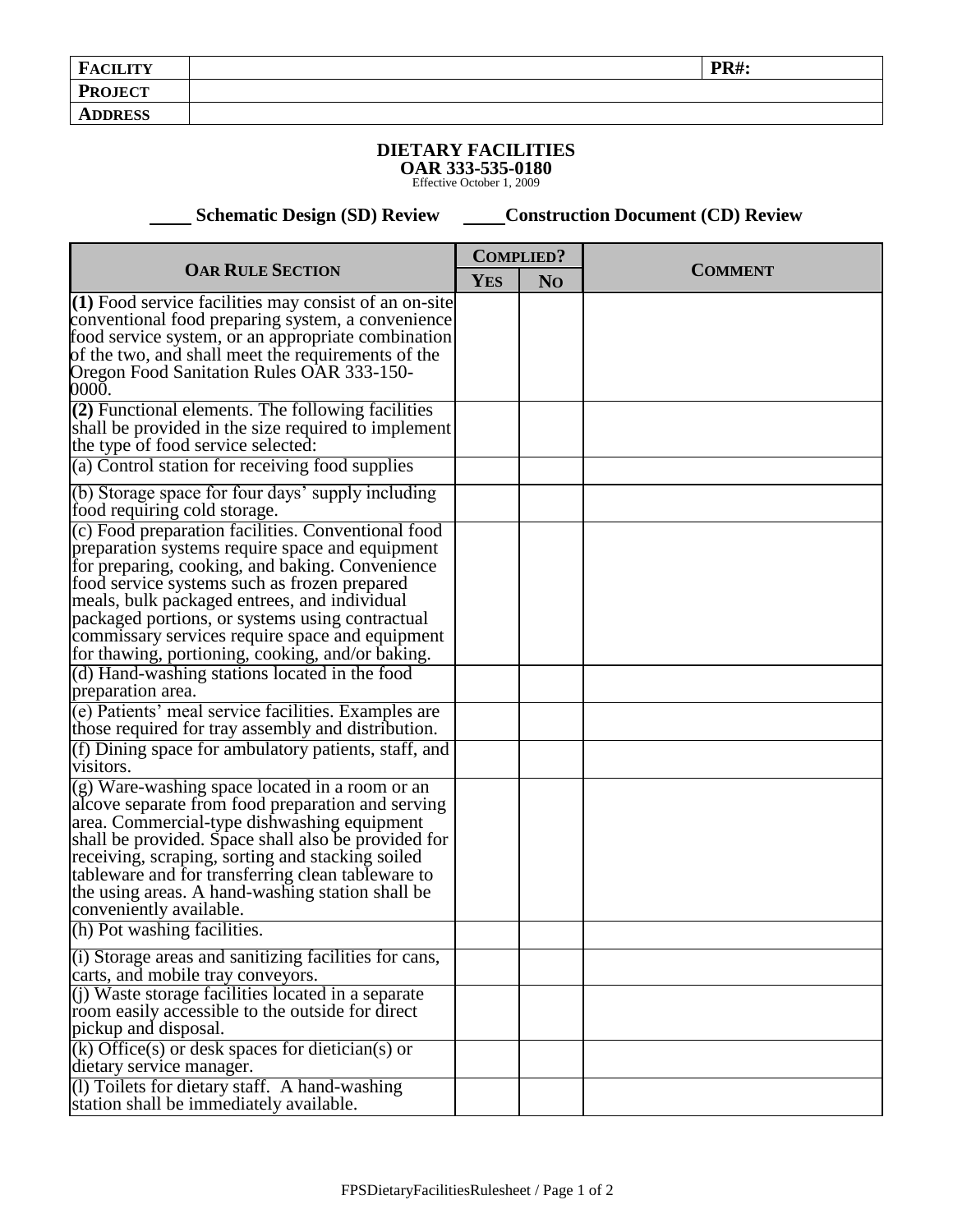| **FACILITY** | | **PR#:** |
|---|---|---|
| **PROJECT** | | |
| **ADDRESS** | | |

**DIETARY FACILITIES**
**OAR 333-535-0180**
Effective October 1, 2009

\_\_\_\_ **Schematic Design (SD) Review** \_\_\_\_ **Construction Document (CD) Review**

| **OAR RULE SECTION** | **COMPLIED?** | | **COMMENT** |
|---|---|---|---|
| | **YES** | **NO** | |
| **(1)** Food service facilities may consist of an on-site conventional food preparing system, a convenience food service system, or an appropriate combination of the two, and shall meet the requirements of the Oregon Food Sanitation Rules OAR 333-150-0000. | | | |
| **(2)** Functional elements. The following facilities shall be provided in the size required to implement the type of food service selected: | | | |
| (a) Control station for receiving food supplies | | | |
| (b) Storage space for four days' supply including food requiring cold storage. | | | |
| (c) Food preparation facilities. Conventional food preparation systems require space and equipment for preparing, cooking, and baking. Convenience food service systems such as frozen prepared meals, bulk packaged entrees, and individual packaged portions, or systems using contractual commissary services require space and equipment for thawing, portioning, cooking, and/or baking. | | | |
| (d) Hand-washing stations located in the food preparation area. | | | |
| (e) Patients' meal service facilities. Examples are those required for tray assembly and distribution. | | | |
| (f) Dining space for ambulatory patients, staff, and visitors. | | | |
| (g) Ware-washing space located in a room or an alcove separate from food preparation and serving area. Commercial-type dishwashing equipment shall be provided. Space shall also be provided for receiving, scraping, sorting and stacking soiled tableware and for transferring clean tableware to the using areas. A hand-washing station shall be conveniently available. | | | |
| (h) Pot washing facilities. | | | |
| (i) Storage areas and sanitizing facilities for cans, carts, and mobile tray conveyors. | | | |
| (j) Waste storage facilities located in a separate room easily accessible to the outside for direct pickup and disposal. | | | |
| (k) Office(s) or desk spaces for dietician(s) or dietary service manager. | | | |
| (l) Toilets for dietary staff. A hand-washing station shall be immediately available. | | | |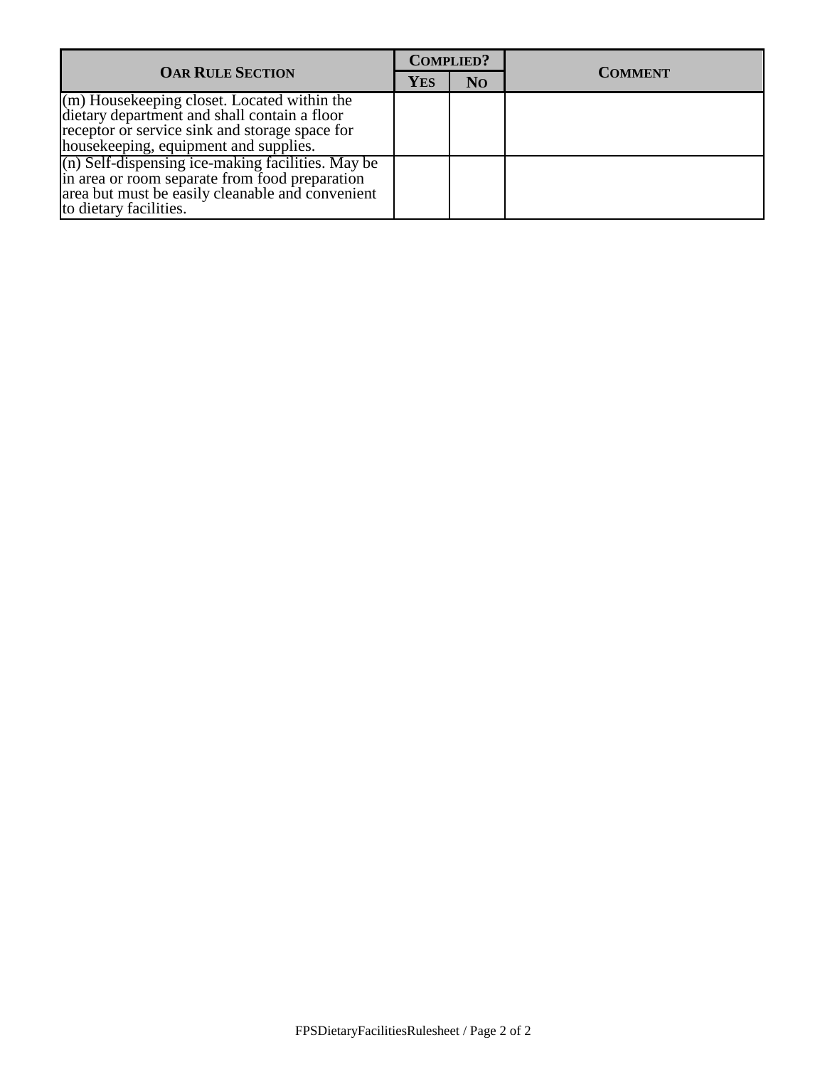| OAR Rule Section | Complied? | | Comment |
|---|---|---|---|
| | Yes | No | |
| (m) Housekeeping closet. Located within the dietary department and shall contain a floor receptor or service sink and storage space for housekeeping, equipment and supplies. | | | |
| (n) Self-dispensing ice-making facilities. May be in area or room separate from food preparation area but must be easily cleanable and convenient to dietary facilities. | | | |